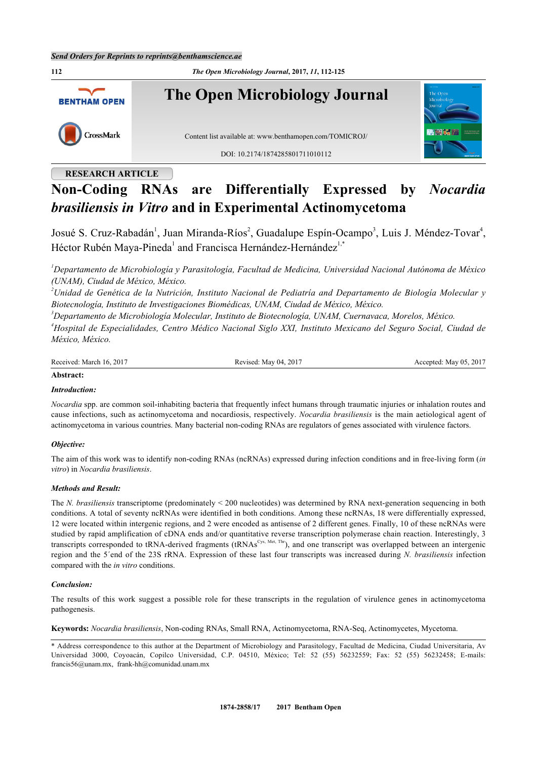RESEARCH ARTICLE

# Non-Coding RNAs are Differentially Expressed by *Nocardia brasiliensis in Vitro* and in Experimental Actinomycetoma

Josué S. Cruz-Rabadán[1], Juan Miranda-Ríos[2], Guadalupe Espín-Ocampo[3], Luis J. Méndez-Tovar[4], Héctor Rubén Maya-Pineda[1] and Francisca Hernández-Hernández[1,*]

*[1]Departamento de Microbiología y Parasitología, Facultad de Medicina, Universidad Nacional Autónoma de México (UNAM), Ciudad de México, México.*
*[2]Unidad de Genética de la Nutrición, Instituto Nacional de Pediatría and Departamento de Biología Molecular y Biotecnología, Instituto de Investigaciones Biomédicas, UNAM, Ciudad de México, México.*
*[3]Departamento de Microbiología Molecular, Instituto de Biotecnología, UNAM, Cuernavaca, Morelos, México.*
*[4]Hospital de Especialidades, Centro Médico Nacional Siglo XXI, Instituto Mexicano del Seguro Social, Ciudad de México, México.*

Received: March 16, 2017 Revised: May 04, 2017 Accepted: May 05, 2017

**Abstract:**

***Introduction:***

*Nocardia* spp. are common soil-inhabiting bacteria that frequently infect humans through traumatic injuries or inhalation routes and cause infections, such as actinomycetoma and nocardiosis, respectively. *Nocardia brasiliensis* is the main aetiological agent of actinomycetoma in various countries. Many bacterial non-coding RNAs are regulators of genes associated with virulence factors.

***Objective:***

The aim of this work was to identify non-coding RNAs (ncRNAs) expressed during infection conditions and in free-living form (*in vitro*) in *Nocardia brasiliensis*.

***Methods and Result:***

The *N. brasiliensis* transcriptome (predominately < 200 nucleotides) was determined by RNA next-generation sequencing in both conditions. A total of seventy ncRNAs were identified in both conditions. Among these ncRNAs, 18 were differentially expressed, 12 were located within intergenic regions, and 2 were encoded as antisense of 2 different genes. Finally, 10 of these ncRNAs were studied by rapid amplification of cDNA ends and/or quantitative reverse transcription polymerase chain reaction. Interestingly, 3 transcripts corresponded to tRNA-derived fragments (tRNAs$^{Cys,\ Met,\ Thr}$), and one transcript was overlapped between an intergenic region and the 5´end of the 23S rRNA. Expression of these last four transcripts was increased during *N. brasiliensis* infection compared with the *in vitro* conditions.

***Conclusion:***

The results of this work suggest a possible role for these transcripts in the regulation of virulence genes in actinomycetoma pathogenesis.

**Keywords:** *Nocardia brasiliensis*, Non-coding RNAs, Small RNA, Actinomycetoma, RNA-Seq, Actinomycetes, Mycetoma.

* Address correspondence to this author at the Department of Microbiology and Parasitology, Facultad de Medicina, Ciudad Universitaria, Av Universidad 3000, Coyoacán, Copilco Universidad, C.P. 04510, México; Tel: 52 (55) 56232559; Fax: 52 (55) 56232458; E-mails: francis56@unam.mx, frank-hh@comunidad.unam.mx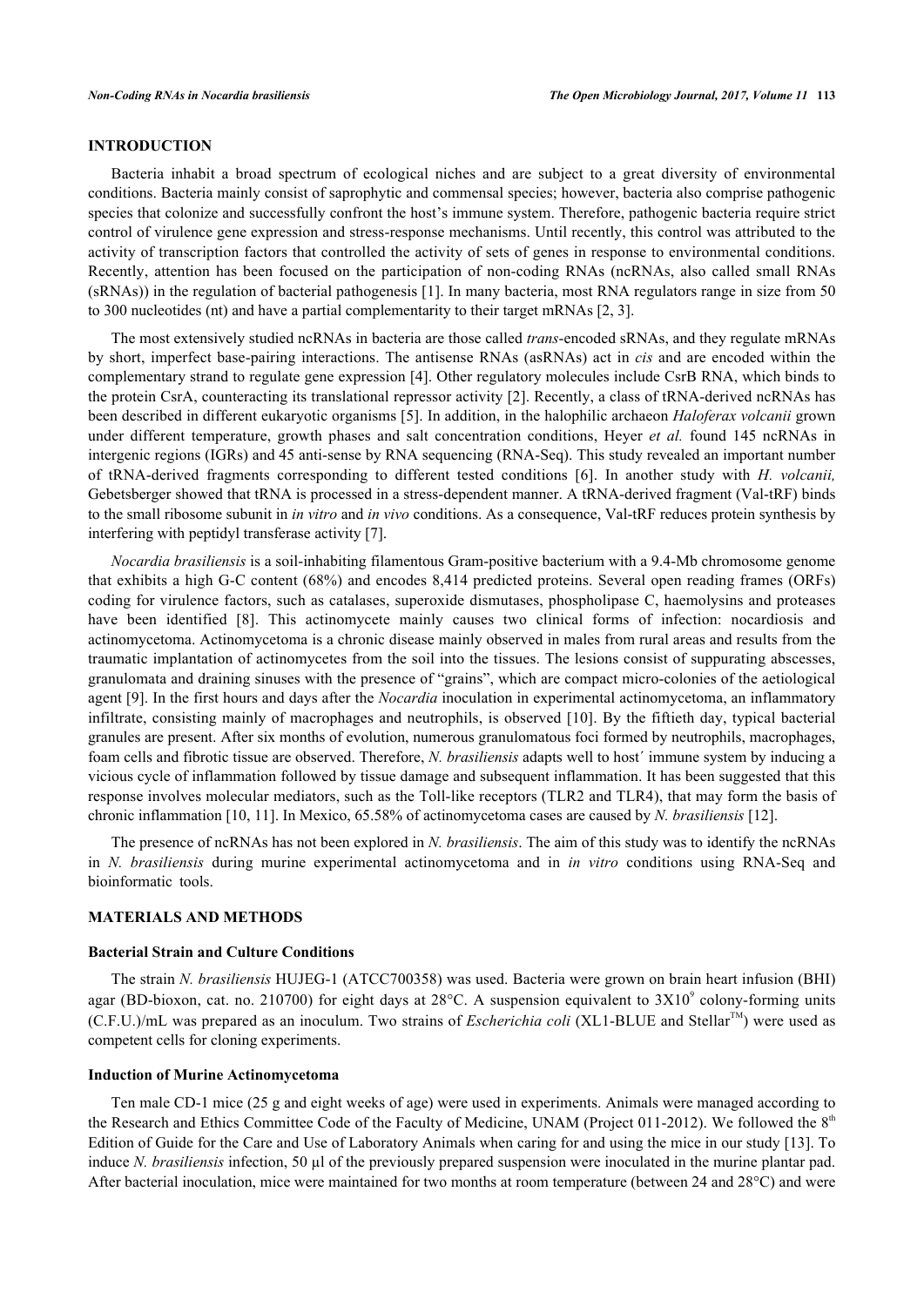## INTRODUCTION

Bacteria inhabit a broad spectrum of ecological niches and are subject to a great diversity of environmental conditions. Bacteria mainly consist of saprophytic and commensal species; however, bacteria also comprise pathogenic species that colonize and successfully confront the host's immune system. Therefore, pathogenic bacteria require strict control of virulence gene expression and stress-response mechanisms. Until recently, this control was attributed to the activity of transcription factors that controlled the activity of sets of genes in response to environmental conditions. Recently, attention has been focused on the participation of non-coding RNAs (ncRNAs, also called small RNAs (sRNAs)) in the regulation of bacterial pathogenesis [1]. In many bacteria, most RNA regulators range in size from 50 to 300 nucleotides (nt) and have a partial complementarity to their target mRNAs [2, 3].

The most extensively studied ncRNAs in bacteria are those called *trans*-encoded sRNAs, and they regulate mRNAs by short, imperfect base-pairing interactions. The antisense RNAs (asRNAs) act in *cis* and are encoded within the complementary strand to regulate gene expression [4]. Other regulatory molecules include CsrB RNA, which binds to the protein CsrA, counteracting its translational repressor activity [2]. Recently, a class of tRNA-derived ncRNAs has been described in different eukaryotic organisms [5]. In addition, in the halophilic archaeon *Haloferax volcanii* grown under different temperature, growth phases and salt concentration conditions, Heyer *et al.* found 145 ncRNAs in intergenic regions (IGRs) and 45 anti-sense by RNA sequencing (RNA-Seq). This study revealed an important number of tRNA-derived fragments corresponding to different tested conditions [6]. In another study with *H. volcanii,* Gebetsberger showed that tRNA is processed in a stress-dependent manner. A tRNA-derived fragment (Val-tRF) binds to the small ribosome subunit in *in vitro* and *in vivo* conditions. As a consequence, Val-tRF reduces protein synthesis by interfering with peptidyl transferase activity [7].

*Nocardia brasiliensis* is a soil-inhabiting filamentous Gram-positive bacterium with a 9.4-Mb chromosome genome that exhibits a high G-C content (68%) and encodes 8,414 predicted proteins. Several open reading frames (ORFs) coding for virulence factors, such as catalases, superoxide dismutases, phospholipase C, haemolysins and proteases have been identified [8]. This actinomycete mainly causes two clinical forms of infection: nocardiosis and actinomycetoma. Actinomycetoma is a chronic disease mainly observed in males from rural areas and results from the traumatic implantation of actinomycetes from the soil into the tissues. The lesions consist of suppurating abscesses, granulomata and draining sinuses with the presence of "grains", which are compact micro-colonies of the aetiological agent [9]. In the first hours and days after the *Nocardia* inoculation in experimental actinomycetoma, an inflammatory infiltrate, consisting mainly of macrophages and neutrophils, is observed [10]. By the fiftieth day, typical bacterial granules are present. After six months of evolution, numerous granulomatous foci formed by neutrophils, macrophages, foam cells and fibrotic tissue are observed. Therefore, *N. brasiliensis* adapts well to host´ immune system by inducing a vicious cycle of inflammation followed by tissue damage and subsequent inflammation. It has been suggested that this response involves molecular mediators, such as the Toll-like receptors (TLR2 and TLR4), that may form the basis of chronic inflammation [10, 11]. In Mexico, 65.58% of actinomycetoma cases are caused by *N. brasiliensis* [12].

The presence of ncRNAs has not been explored in *N. brasiliensis*. The aim of this study was to identify the ncRNAs in *N. brasiliensis* during murine experimental actinomycetoma and in *in vitro* conditions using RNA-Seq and bioinformatic tools.

## MATERIALS AND METHODS

### Bacterial Strain and Culture Conditions

The strain *N. brasiliensis* HUJEG-1 (ATCC700358) was used. Bacteria were grown on brain heart infusion (BHI) agar (BD-bioxon, cat. no. 210700) for eight days at 28°C. A suspension equivalent to $3X10^9$ colony-forming units (C.F.U.)/mL was prepared as an inoculum. Two strains of *Escherichia coli* (XL1-BLUE and Stellar™) were used as competent cells for cloning experiments.

### Induction of Murine Actinomycetoma

Ten male CD-1 mice (25 g and eight weeks of age) were used in experiments. Animals were managed according to the Research and Ethics Committee Code of the Faculty of Medicine, UNAM (Project 011-2012). We followed the 8th Edition of Guide for the Care and Use of Laboratory Animals when caring for and using the mice in our study [13]. To induce *N. brasiliensis* infection, 50 µl of the previously prepared suspension were inoculated in the murine plantar pad. After bacterial inoculation, mice were maintained for two months at room temperature (between 24 and 28°C) and were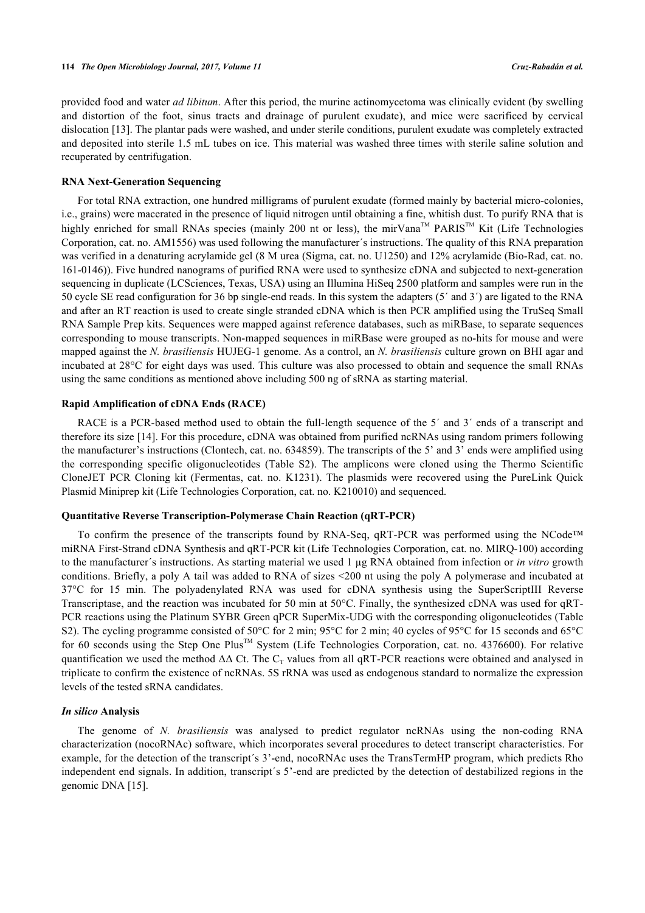provided food and water *ad libitum*. After this period, the murine actinomycetoma was clinically evident (by swelling and distortion of the foot, sinus tracts and drainage of purulent exudate), and mice were sacrificed by cervical dislocation [13]. The plantar pads were washed, and under sterile conditions, purulent exudate was completely extracted and deposited into sterile 1.5 mL tubes on ice. This material was washed three times with sterile saline solution and recuperated by centrifugation.

### RNA Next-Generation Sequencing

For total RNA extraction, one hundred milligrams of purulent exudate (formed mainly by bacterial micro-colonies, i.e., grains) were macerated in the presence of liquid nitrogen until obtaining a fine, whitish dust. To purify RNA that is highly enriched for small RNAs species (mainly 200 nt or less), the mirVana™ PARIS™ Kit (Life Technologies Corporation, cat. no. AM1556) was used following the manufacturer´s instructions. The quality of this RNA preparation was verified in a denaturing acrylamide gel (8 M urea (Sigma, cat. no. U1250) and 12% acrylamide (Bio-Rad, cat. no. 161-0146)). Five hundred nanograms of purified RNA were used to synthesize cDNA and subjected to next-generation sequencing in duplicate (LCSciences, Texas, USA) using an Illumina HiSeq 2500 platform and samples were run in the 50 cycle SE read configuration for 36 bp single-end reads. In this system the adapters (5´ and 3´) are ligated to the RNA and after an RT reaction is used to create single stranded cDNA which is then PCR amplified using the TruSeq Small RNA Sample Prep kits. Sequences were mapped against reference databases, such as miRBase, to separate sequences corresponding to mouse transcripts. Non-mapped sequences in miRBase were grouped as no-hits for mouse and were mapped against the *N. brasiliensis* HUJEG-1 genome. As a control, an *N. brasiliensis* culture grown on BHI agar and incubated at 28°C for eight days was used. This culture was also processed to obtain and sequence the small RNAs using the same conditions as mentioned above including 500 ng of sRNA as starting material.

### Rapid Amplification of cDNA Ends (RACE)

RACE is a PCR-based method used to obtain the full-length sequence of the 5´ and 3´ ends of a transcript and therefore its size [14]. For this procedure, cDNA was obtained from purified ncRNAs using random primers following the manufacturer's instructions (Clontech, cat. no. 634859). The transcripts of the 5' and 3' ends were amplified using the corresponding specific oligonucleotides (Table S2). The amplicons were cloned using the Thermo Scientific CloneJET PCR Cloning kit (Fermentas, cat. no. K1231). The plasmids were recovered using the PureLink Quick Plasmid Miniprep kit (Life Technologies Corporation, cat. no. K210010) and sequenced.

### Quantitative Reverse Transcription-Polymerase Chain Reaction (qRT-PCR)

To confirm the presence of the transcripts found by RNA-Seq, qRT-PCR was performed using the NCode™ miRNA First-Strand cDNA Synthesis and qRT-PCR kit (Life Technologies Corporation, cat. no. MIRQ-100) according to the manufacturer´s instructions. As starting material we used 1 µg RNA obtained from infection or *in vitro* growth conditions. Briefly, a poly A tail was added to RNA of sizes <200 nt using the poly A polymerase and incubated at 37°C for 15 min. The polyadenylated RNA was used for cDNA synthesis using the SuperScriptIII Reverse Transcriptase, and the reaction was incubated for 50 min at 50°C. Finally, the synthesized cDNA was used for qRT-PCR reactions using the Platinum SYBR Green qPCR SuperMix-UDG with the corresponding oligonucleotides (Table S2). The cycling programme consisted of 50°C for 2 min; 95°C for 2 min; 40 cycles of 95°C for 15 seconds and 65°C for 60 seconds using the Step One Plus™ System (Life Technologies Corporation, cat. no. 4376600). For relative quantification we used the method $\Delta\Delta$ Ct. The $C_T$ values from all qRT-PCR reactions were obtained and analysed in triplicate to confirm the existence of ncRNAs. 5S rRNA was used as endogenous standard to normalize the expression levels of the tested sRNA candidates.

### *In silico* Analysis

The genome of *N. brasiliensis* was analysed to predict regulator ncRNAs using the non-coding RNA characterization (nocoRNAc) software, which incorporates several procedures to detect transcript characteristics. For example, for the detection of the transcript´s 3'-end, nocoRNAc uses the TransTermHP program, which predicts Rho independent end signals. In addition, transcript´s 5'-end are predicted by the detection of destabilized regions in the genomic DNA [15].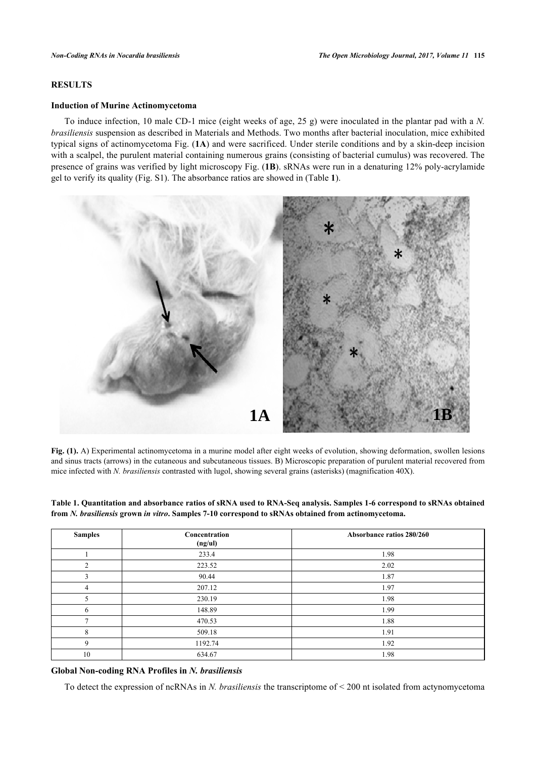## RESULTS

### Induction of Murine Actinomycetoma

To induce infection, 10 male CD-1 mice (eight weeks of age, 25 g) were inoculated in the plantar pad with a *N. brasiliensis* suspension as described in Materials and Methods. Two months after bacterial inoculation, mice exhibited typical signs of actinomycetoma Fig. (**1A**) and were sacrificed. Under sterile conditions and by a skin-deep incision with a scalpel, the purulent material containing numerous grains (consisting of bacterial cumulus) was recovered. The presence of grains was verified by light microscopy Fig. (**1B**). sRNAs were run in a denaturing 12% poly-acrylamide gel to verify its quality (Fig. S1). The absorbance ratios are showed in (Table **1**).

**Fig. (1).** A) Experimental actinomycetoma in a murine model after eight weeks of evolution, showing deformation, swollen lesions and sinus tracts (arrows) in the cutaneous and subcutaneous tissues. B) Microscopic preparation of purulent material recovered from mice infected with *N. brasiliensis* contrasted with lugol, showing several grains (asterisks) (magnification 40X).

**Table 1. Quantitation and absorbance ratios of sRNA used to RNA-Seq analysis. Samples 1-6 correspond to sRNAs obtained from *N. brasiliensis* grown *in vitro*. Samples 7-10 correspond to sRNAs obtained from actinomycetoma.**

| Samples | Concentration (ng/ul) | Absorbance ratios 280/260 |
|---|---|---|
| 1 | 233.4 | 1.98 |
| 2 | 223.52 | 2.02 |
| 3 | 90.44 | 1.87 |
| 4 | 207.12 | 1.97 |
| 5 | 230.19 | 1.98 |
| 6 | 148.89 | 1.99 |
| 7 | 470.53 | 1.88 |
| 8 | 509.18 | 1.91 |
| 9 | 1192.74 | 1.92 |
| 10 | 634.67 | 1.98 |

### Global Non-coding RNA Profiles in *N. brasiliensis*

To detect the expression of ncRNAs in *N. brasiliensis* the transcriptome of < 200 nt isolated from actynomycetoma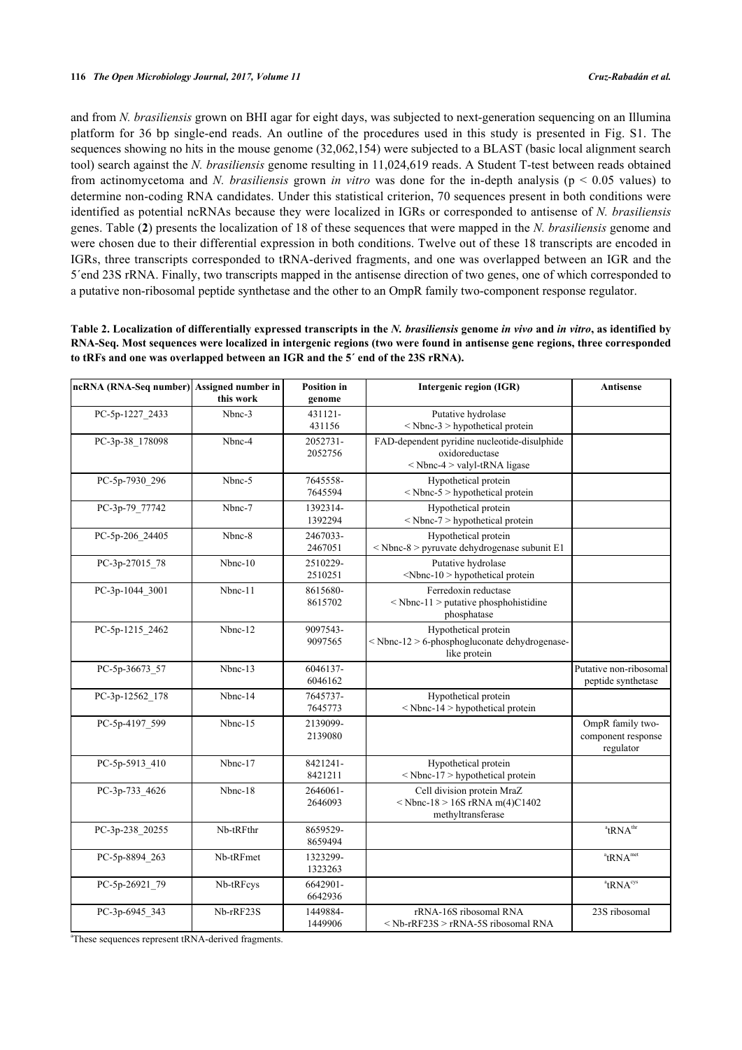and from *N. brasiliensis* grown on BHI agar for eight days, was subjected to next-generation sequencing on an Illumina platform for 36 bp single-end reads. An outline of the procedures used in this study is presented in Fig. S1. The sequences showing no hits in the mouse genome (32,062,154) were subjected to a BLAST (basic local alignment search tool) search against the *N. brasiliensis* genome resulting in 11,024,619 reads. A Student T-test between reads obtained from actinomycetoma and *N. brasiliensis* grown *in vitro* was done for the in-depth analysis ($p < 0.05$ values) to determine non-coding RNA candidates. Under this statistical criterion, 70 sequences present in both conditions were identified as potential ncRNAs because they were localized in IGRs or corresponded to antisense of *N. brasiliensis* genes. Table (**2**) presents the localization of 18 of these sequences that were mapped in the *N. brasiliensis* genome and were chosen due to their differential expression in both conditions. Twelve out of these 18 transcripts are encoded in IGRs, three transcripts corresponded to tRNA-derived fragments, and one was overlapped between an IGR and the 5´end 23S rRNA. Finally, two transcripts mapped in the antisense direction of two genes, one of which corresponded to a putative non-ribosomal peptide synthetase and the other to an OmpR family two-component response regulator.

**Table 2. Localization of differentially expressed transcripts in the *N. brasiliensis* genome *in vivo* and *in vitro*, as identified by RNA-Seq. Most sequences were localized in intergenic regions (two were found in antisense gene regions, three corresponded to tRFs and one was overlapped between an IGR and the 5´ end of the 23S rRNA).**

| ncRNA (RNA-Seq number) | Assigned number in this work | Position in genome | Intergenic region (IGR) | Antisense |
|---|---|---|---|---|
| PC-5p-1227_2433 | Nbnc-3 | 431121-431156 | Putative hydrolase < Nbnc-3 > hypothetical protein | |
| PC-3p-38_178098 | Nbnc-4 | 2052731-2052756 | FAD-dependent pyridine nucleotide-disulphide oxidoreductase < Nbnc-4 > valyl-tRNA ligase | |
| PC-5p-7930_296 | Nbnc-5 | 7645558-7645594 | Hypothetical protein < Nbnc-5 > hypothetical protein | |
| PC-3p-79_77742 | Nbnc-7 | 1392314-1392294 | Hypothetical protein < Nbnc-7 > hypothetical protein | |
| PC-5p-206_24405 | Nbnc-8 | 2467033-2467051 | < Nbnc-8 > pyruvate dehydrogenase subunit E1 | |
| PC-3p-27015_78 | Nbnc-10 | 2510229-2510251 | Putative hydrolase <Nbnc-10 > hypothetical protein | |
| PC-3p-1044_3001 | Nbnc-11 | 8615680-8615702 | Ferredoxin reductase < Nbnc-11 > putative phosphohistidine phosphatase | |
| PC-5p-1215_2462 | Nbnc-12 | 9097543-9097565 | Hypothetical protein < Nbnc-12 > 6-phosphogluconate dehydrogenase-like protein | |
| PC-5p-36673_57 | Nbnc-13 | 6046137-6046162 | | Putative non-ribosomal peptide synthetase |
| PC-3p-12562_178 | Nbnc-14 | 7645737-7645773 | Hypothetical protein < Nbnc-14 > hypothetical protein | |
| PC-5p-4197_599 | Nbnc-15 | 2139099-2139080 | | OmpR family two-component response regulator |
| PC-5p-5913_410 | Nbnc-17 | 8421241-8421211 | Hypothetical protein < Nbnc-17 > hypothetical protein | |
| PC-3p-733_4626 | Nbnc-18 | 2646061-2646093 | Cell division protein MraZ < Nbnc-18 > 16S rRNA m(4)C1402 methyltransferase | |
| PC-3p-238_20255 | Nb-tRFthr | 8659529-8659494 | | [a]$tRNA^{thr}$ |
| PC-5p-8894_263 | Nb-tRFmet | 1323299-1323263 | | [a]$tRNA^{met}$ |
| PC-5p-26921_79 | Nb-tRFcys | 6642901-6642936 | | [a]$tRNA^{cys}$ |
| PC-3p-6945_343 | Nb-rRF23S | 1449884-1449906 | rRNA-16S ribosomal RNA < Nb-rRF23S > rRNA-5S ribosomal RNA | 23S ribosomal |

[a]These sequences represent tRNA-derived fragments.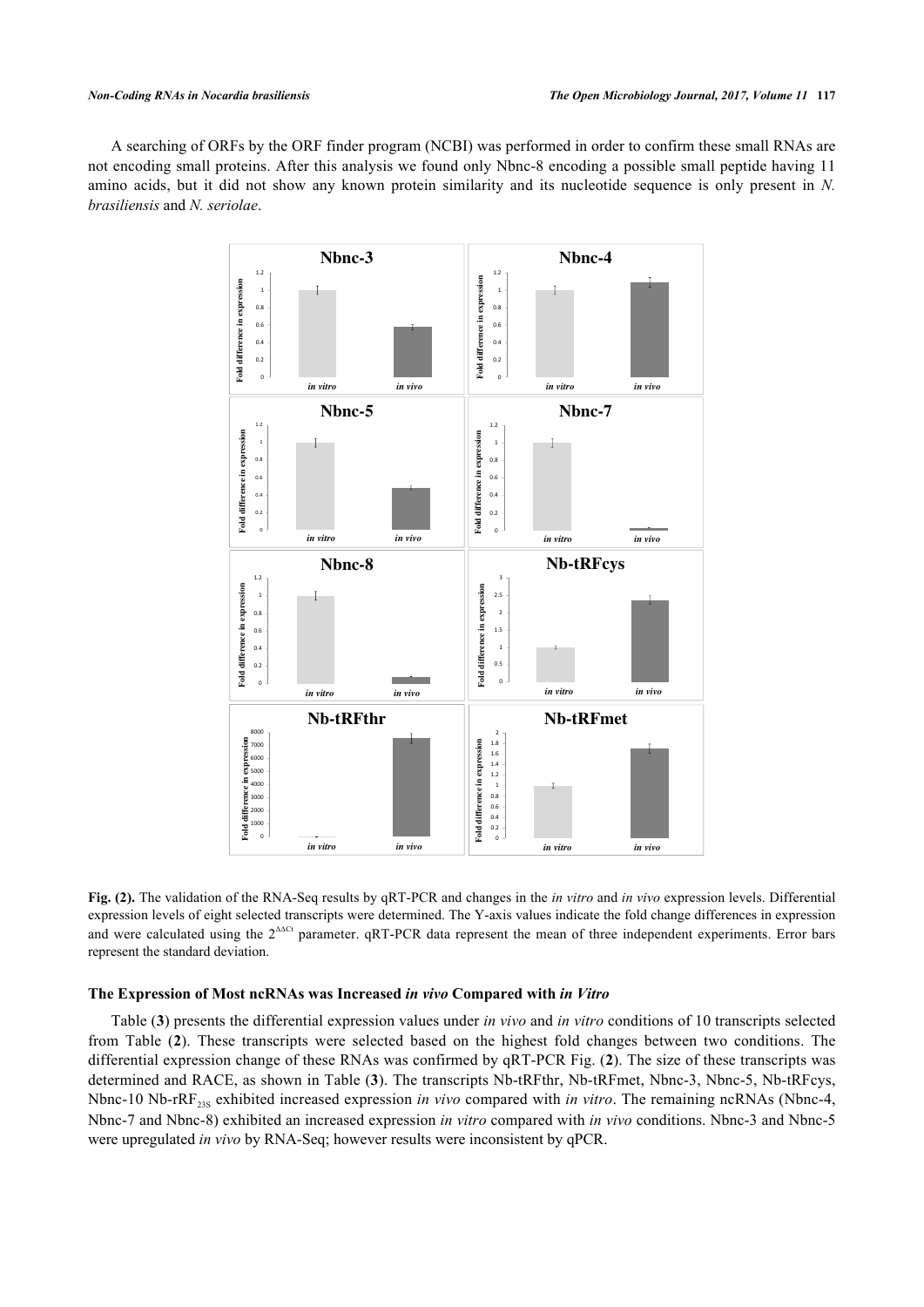A searching of ORFs by the ORF finder program (NCBI) was performed in order to confirm these small RNAs are not encoding small proteins. After this analysis we found only Nbnc-8 encoding a possible small peptide having 11 amino acids, but it did not show any known protein similarity and its nucleotide sequence is only present in *N. brasiliensis* and *N. seriolae*.

**Fig. (2).** The validation of the RNA-Seq results by qRT-PCR and changes in the *in vitro* and *in vivo* expression levels. Differential expression levels of eight selected transcripts were determined. The Y-axis values indicate the fold change differences in expression and were calculated using the $2^{\Delta\Delta Ct}$ parameter. qRT-PCR data represent the mean of three independent experiments. Error bars represent the standard deviation.

### The Expression of Most ncRNAs was Increased *in vivo* Compared with *in Vitro*

Table (**3**) presents the differential expression values under *in vivo* and *in vitro* conditions of 10 transcripts selected from Table (**2**). These transcripts were selected based on the highest fold changes between two conditions. The differential expression change of these RNAs was confirmed by qRT-PCR Fig. (**2**). The size of these transcripts was determined and RACE, as shown in Table (**3**). The transcripts Nb-tRFthr, Nb-tRFmet, Nbnc-3, Nbnc-5, Nb-tRFcys, Nbnc-10 Nb-rRF$_{23S}$ exhibited increased expression *in vivo* compared with *in vitro*. The remaining ncRNAs (Nbnc-4, Nbnc-7 and Nbnc-8) exhibited an increased expression *in vitro* compared with *in vivo* conditions. Nbnc-3 and Nbnc-5 were upregulated *in vivo* by RNA-Seq; however results were inconsistent by qPCR.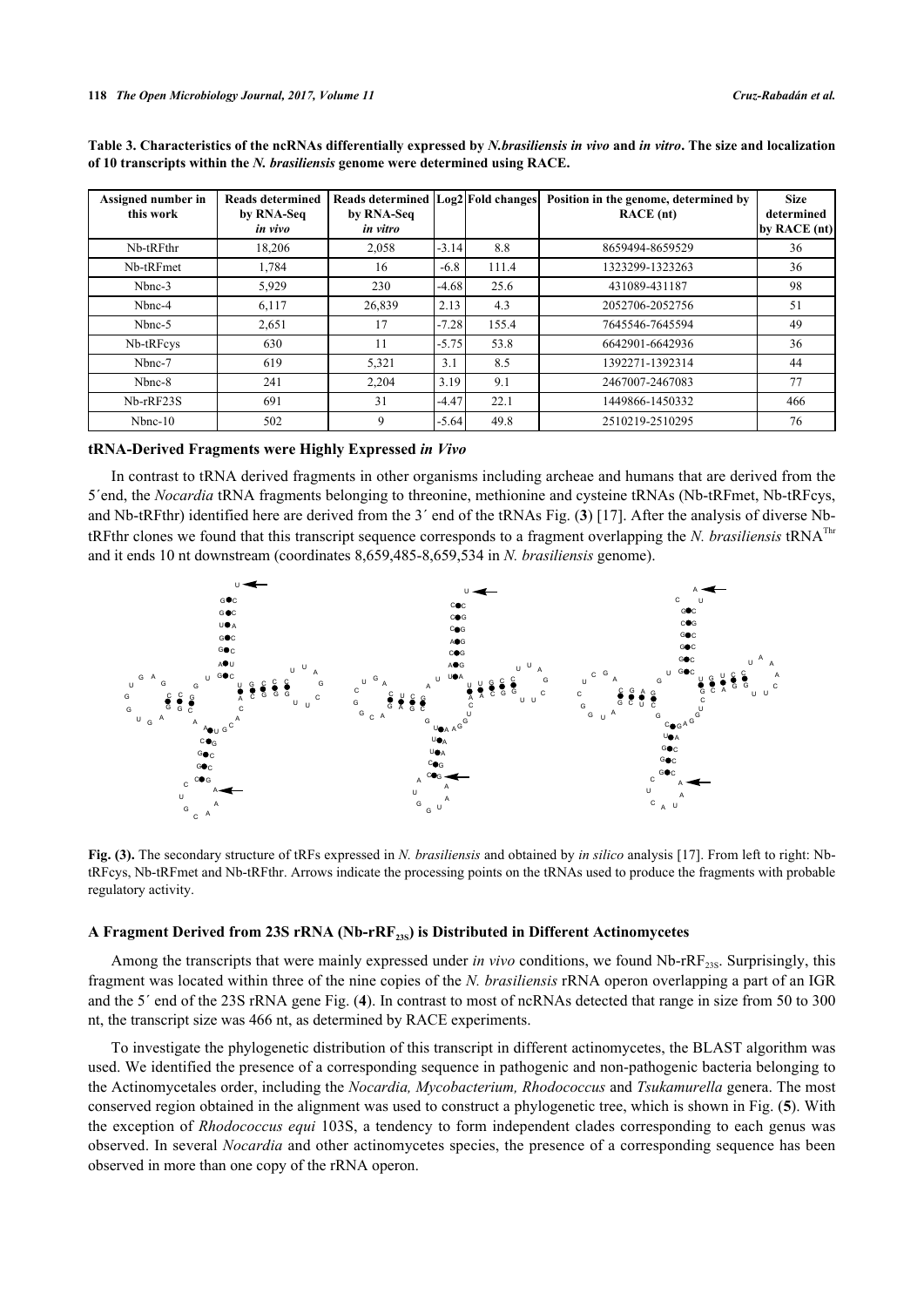**Table 3. Characteristics of the ncRNAs differentially expressed by *N.brasiliensis in vivo* and *in vitro*. The size and localization of 10 transcripts within the *N. brasiliensis* genome were determined using RACE.**

| Assigned number in this work | Reads determined by RNA-Seq *in vivo* | Reads determined by RNA-Seq *in vitro* | Log2 | Fold changes | Position in the genome, determined by RACE (nt) | Size determined by RACE (nt) |
|---|---|---|---|---|---|---|
| Nb-tRFthr | 18,206 | 2,058 | -3.14 | 8.8 | 8659494-8659529 | 36 |
| Nb-tRFmet | 1,784 | 16 | -6.8 | 111.4 | 1323299-1323263 | 36 |
| Nbnc-3 | 5,929 | 230 | -4.68 | 25.6 | 431089-431187 | 98 |
| Nbnc-4 | 6,117 | 26,839 | 2.13 | 4.3 | 2052706-2052756 | 51 |
| Nbnc-5 | 2,651 | 17 | -7.28 | 155.4 | 7645546-7645594 | 49 |
| Nb-tRFcys | 630 | 11 | -5.75 | 53.8 | 6642901-6642936 | 36 |
| Nbnc-7 | 619 | 5,321 | 3.1 | 8.5 | 1392271-1392314 | 44 |
| Nbnc-8 | 241 | 2,204 | 3.19 | 9.1 | 2467007-2467083 | 77 |
| Nb-rRF23S | 691 | 31 | -4.47 | 22.1 | 1449866-1450332 | 466 |
| Nbnc-10 | 502 | 9 | -5.64 | 49.8 | 2510219-2510295 | 76 |

### tRNA-Derived Fragments were Highly Expressed *in Vivo*

In contrast to tRNA derived fragments in other organisms including archeae and humans that are derived from the 5´end, the *Nocardia* tRNA fragments belonging to threonine, methionine and cysteine tRNAs (Nb-tRFmet, Nb-tRFcys, and Nb-tRFthr) identified here are derived from the 3´ end of the tRNAs Fig. (**3**) [17]. After the analysis of diverse Nb-tRFthr clones we found that this transcript sequence corresponds to a fragment overlapping the *N. brasiliensis* tRNA$^{Thr}$ and it ends 10 nt downstream (coordinates 8,659,485-8,659,534 in *N. brasiliensis* genome).

**Fig. (3).** The secondary structure of tRFs expressed in *N. brasiliensis* and obtained by *in silico* analysis [17]. From left to right: Nb-tRFcys, Nb-tRFmet and Nb-tRFthr. Arrows indicate the processing points on the tRNAs used to produce the fragments with probable regulatory activity.

### A Fragment Derived from 23S rRNA (Nb-rRF$_{23S}$) is Distributed in Different Actinomycetes

Among the transcripts that were mainly expressed under *in vivo* conditions, we found Nb-rRF$_{23S}$. Surprisingly, this fragment was located within three of the nine copies of the *N. brasiliensis* rRNA operon overlapping a part of an IGR and the 5´ end of the 23S rRNA gene Fig. (**4**). In contrast to most of ncRNAs detected that range in size from 50 to 300 nt, the transcript size was 466 nt, as determined by RACE experiments.

To investigate the phylogenetic distribution of this transcript in different actinomycetes, the BLAST algorithm was used. We identified the presence of a corresponding sequence in pathogenic and non-pathogenic bacteria belonging to the Actinomycetales order, including the *Nocardia, Mycobacterium, Rhodococcus* and *Tsukamurella* genera. The most conserved region obtained in the alignment was used to construct a phylogenetic tree, which is shown in Fig. (**5**). With the exception of *Rhodococcus equi* 103S, a tendency to form independent clades corresponding to each genus was observed. In several *Nocardia* and other actinomycetes species, the presence of a corresponding sequence has been observed in more than one copy of the rRNA operon.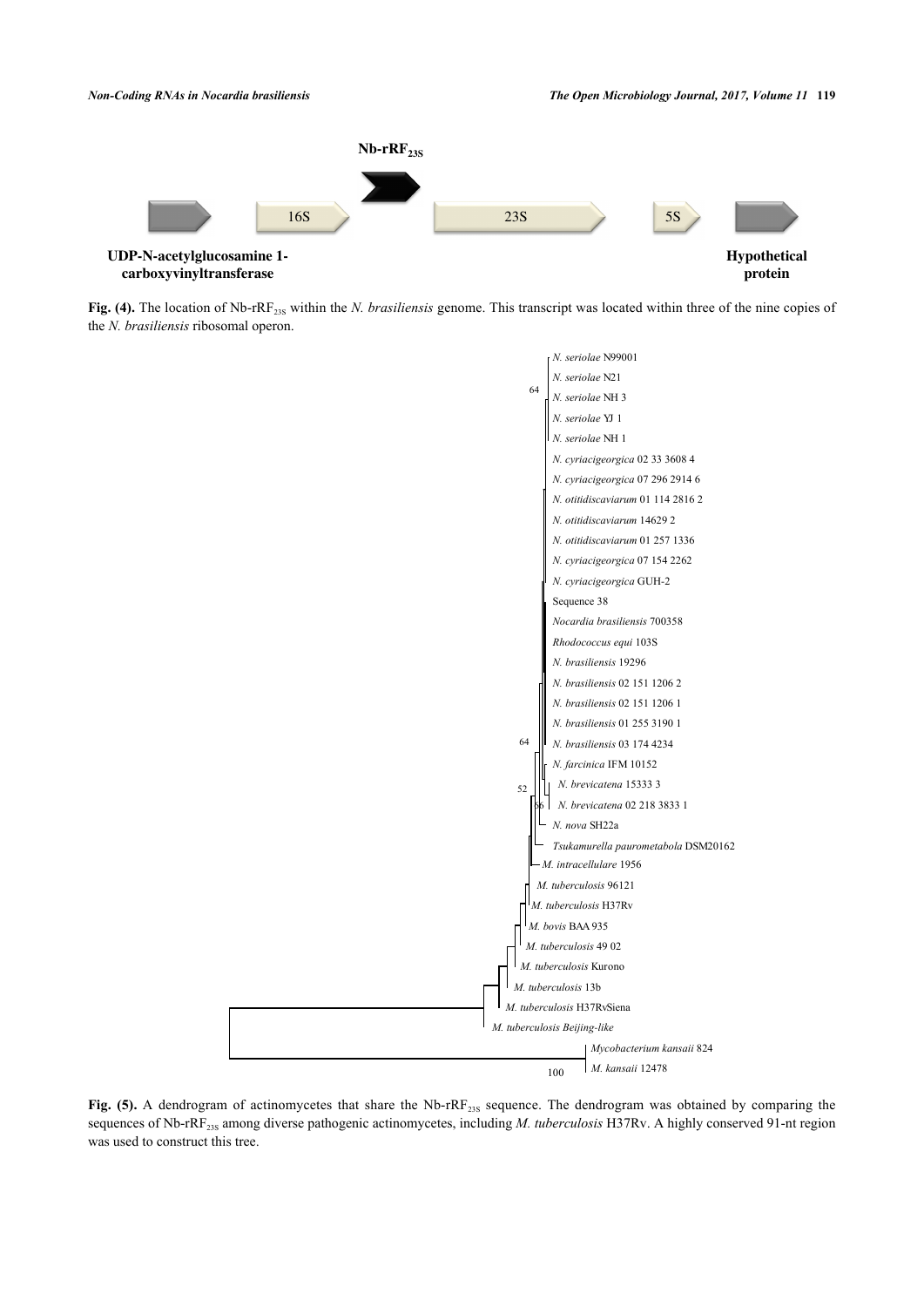**Fig. (4).** The location of Nb-rRF$_{23S}$ within the *N. brasiliensis* genome. This transcript was located within three of the nine copies of the *N. brasiliensis* ribosomal operon.

**Fig. (5).** A dendrogram of actinomycetes that share the Nb-rRF$_{23S}$ sequence. The dendrogram was obtained by comparing the sequences of Nb-rRF$_{23S}$ among diverse pathogenic actinomycetes, including *M. tuberculosis* H37Rv. A highly conserved 91-nt region was used to construct this tree.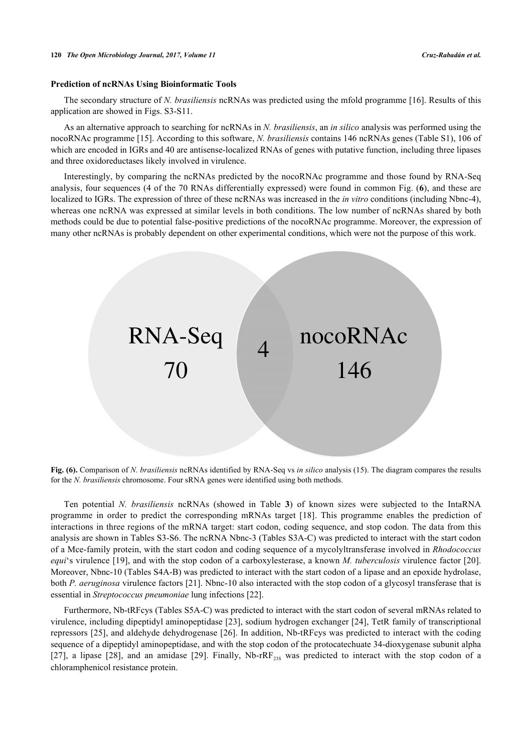### Prediction of ncRNAs Using Bioinformatic Tools

The secondary structure of *N. brasiliensis* ncRNAs was predicted using the mfold programme [16]. Results of this application are showed in Figs. S3-S11.

As an alternative approach to searching for ncRNAs in *N. brasiliensis*, an *in silico* analysis was performed using the nocoRNAc programme [15]. According to this software, *N. brasiliensis* contains 146 ncRNAs genes (Table S1), 106 of which are encoded in IGRs and 40 are antisense-localized RNAs of genes with putative function, including three lipases and three oxidoreductases likely involved in virulence.

Interestingly, by comparing the ncRNAs predicted by the nocoRNAc programme and those found by RNA-Seq analysis, four sequences (4 of the 70 RNAs differentially expressed) were found in common Fig. (**6**), and these are localized to IGRs. The expression of three of these ncRNAs was increased in the *in vitro* conditions (including Nbnc-4), whereas one ncRNA was expressed at similar levels in both conditions. The low number of ncRNAs shared by both methods could be due to potential false-positive predictions of the nocoRNAc programme. Moreover, the expression of many other ncRNAs is probably dependent on other experimental conditions, which were not the purpose of this work.

RNA-Seq 70 | 4 | nocoRNAc 146

**Fig. (6).** Comparison of *N. brasiliensis* ncRNAs identified by RNA-Seq vs *in silico* analysis (15). The diagram compares the results for the *N. brasiliensis* chromosome. Four sRNA genes were identified using both methods.

Ten potential *N. brasiliensis* ncRNAs (showed in Table **3**) of known sizes were subjected to the IntaRNA programme in order to predict the corresponding mRNAs target [18]. This programme enables the prediction of interactions in three regions of the mRNA target: start codon, coding sequence, and stop codon. The data from this analysis are shown in Tables S3-S6. The ncRNA Nbnc-3 (Tables S3A-C) was predicted to interact with the start codon of a Mce-family protein, with the start codon and coding sequence of a mycolyltransferase involved in *Rhodococcus equi*'s virulence [19], and with the stop codon of a carboxylesterase, a known *M. tuberculosis* virulence factor [20]. Moreover, Nbnc-10 (Tables S4A-B) was predicted to interact with the start codon of a lipase and an epoxide hydrolase, both *P. aeruginosa* virulence factors [21]. Nbnc-10 also interacted with the stop codon of a glycosyl transferase that is essential in *Streptococcus pneumoniae* lung infections [22].

Furthermore, Nb-tRFcys (Tables S5A-C) was predicted to interact with the start codon of several mRNAs related to virulence, including dipeptidyl aminopeptidase [23], sodium hydrogen exchanger [24], TetR family of transcriptional repressors [25], and aldehyde dehydrogenase [26]. In addition, Nb-tRFcys was predicted to interact with the coding sequence of a dipeptidyl aminopeptidase, and with the stop codon of the protocatechuate 34-dioxygenase subunit alpha [27], a lipase [28], and an amidase [29]. Finally, Nb-rRF$_{23S}$ was predicted to interact with the stop codon of a chloramphenicol resistance protein.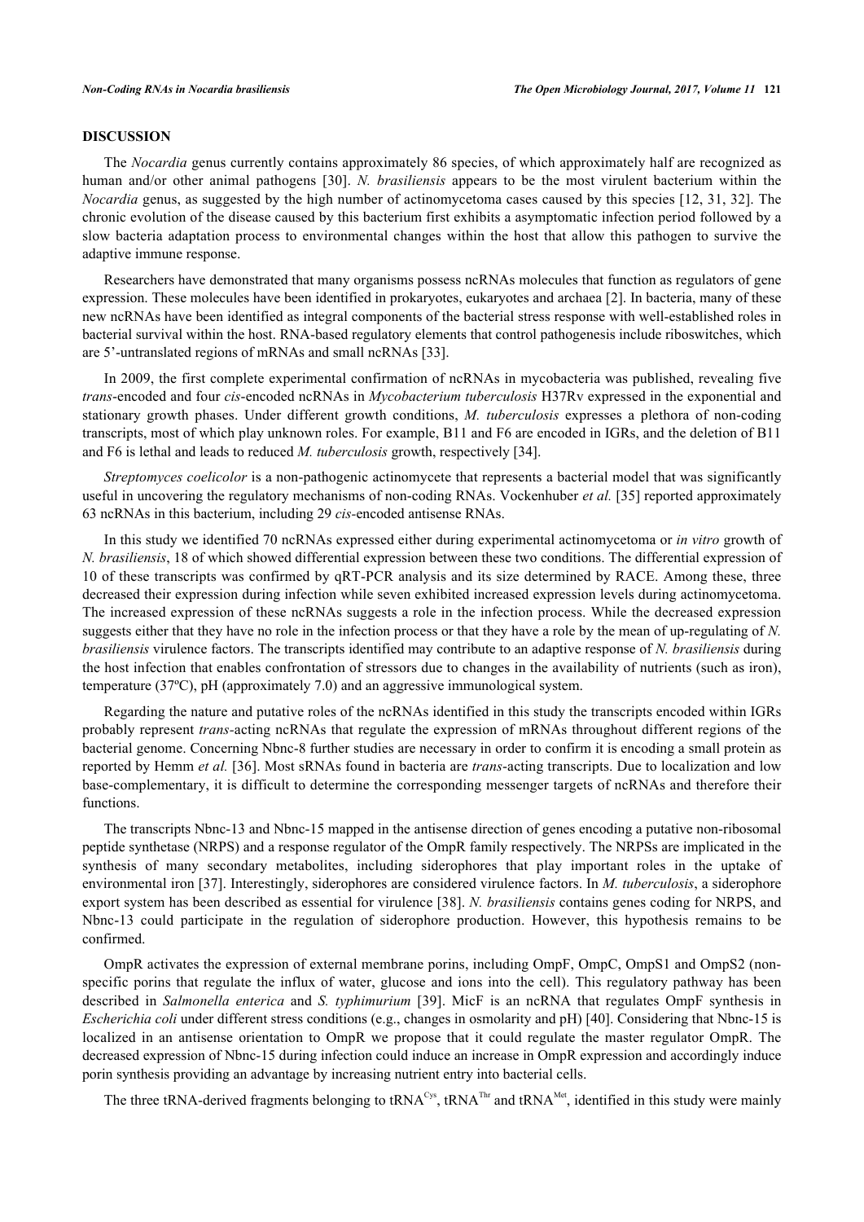## DISCUSSION

The *Nocardia* genus currently contains approximately 86 species, of which approximately half are recognized as human and/or other animal pathogens [30]. *N. brasiliensis* appears to be the most virulent bacterium within the *Nocardia* genus, as suggested by the high number of actinomycetoma cases caused by this species [12, 31, 32]. The chronic evolution of the disease caused by this bacterium first exhibits a asymptomatic infection period followed by a slow bacteria adaptation process to environmental changes within the host that allow this pathogen to survive the adaptive immune response.

Researchers have demonstrated that many organisms possess ncRNAs molecules that function as regulators of gene expression. These molecules have been identified in prokaryotes, eukaryotes and archaea [2]. In bacteria, many of these new ncRNAs have been identified as integral components of the bacterial stress response with well-established roles in bacterial survival within the host. RNA-based regulatory elements that control pathogenesis include riboswitches, which are 5'-untranslated regions of mRNAs and small ncRNAs [33].

In 2009, the first complete experimental confirmation of ncRNAs in mycobacteria was published, revealing five *trans*-encoded and four *cis*-encoded ncRNAs in *Mycobacterium tuberculosis* H37Rv expressed in the exponential and stationary growth phases. Under different growth conditions, *M. tuberculosis* expresses a plethora of non-coding transcripts, most of which play unknown roles. For example, B11 and F6 are encoded in IGRs, and the deletion of B11 and F6 is lethal and leads to reduced *M. tuberculosis* growth, respectively [34].

*Streptomyces coelicolor* is a non-pathogenic actinomycete that represents a bacterial model that was significantly useful in uncovering the regulatory mechanisms of non-coding RNAs. Vockenhuber *et al.* [35] reported approximately 63 ncRNAs in this bacterium, including 29 *cis*-encoded antisense RNAs.

In this study we identified 70 ncRNAs expressed either during experimental actinomycetoma or *in vitro* growth of *N. brasiliensis*, 18 of which showed differential expression between these two conditions. The differential expression of 10 of these transcripts was confirmed by qRT-PCR analysis and its size determined by RACE. Among these, three decreased their expression during infection while seven exhibited increased expression levels during actinomycetoma. The increased expression of these ncRNAs suggests a role in the infection process. While the decreased expression suggests either that they have no role in the infection process or that they have a role by the mean of up-regulating of *N. brasiliensis* virulence factors. The transcripts identified may contribute to an adaptive response of *N. brasiliensis* during the host infection that enables confrontation of stressors due to changes in the availability of nutrients (such as iron), temperature (37ºC), pH (approximately 7.0) and an aggressive immunological system.

Regarding the nature and putative roles of the ncRNAs identified in this study the transcripts encoded within IGRs probably represent *trans*-acting ncRNAs that regulate the expression of mRNAs throughout different regions of the bacterial genome. Concerning Nbnc-8 further studies are necessary in order to confirm it is encoding a small protein as reported by Hemm *et al.* [36]. Most sRNAs found in bacteria are *trans*-acting transcripts. Due to localization and low base-complementary, it is difficult to determine the corresponding messenger targets of ncRNAs and therefore their functions.

The transcripts Nbnc-13 and Nbnc-15 mapped in the antisense direction of genes encoding a putative non-ribosomal peptide synthetase (NRPS) and a response regulator of the OmpR family respectively. The NRPSs are implicated in the synthesis of many secondary metabolites, including siderophores that play important roles in the uptake of environmental iron [37]. Interestingly, siderophores are considered virulence factors. In *M. tuberculosis*, a siderophore export system has been described as essential for virulence [38]. *N. brasiliensis* contains genes coding for NRPS, and Nbnc-13 could participate in the regulation of siderophore production. However, this hypothesis remains to be confirmed.

OmpR activates the expression of external membrane porins, including OmpF, OmpC, OmpS1 and OmpS2 (non-specific porins that regulate the influx of water, glucose and ions into the cell). This regulatory pathway has been described in *Salmonella enterica* and *S. typhimurium* [39]. MicF is an ncRNA that regulates OmpF synthesis in *Escherichia coli* under different stress conditions (e.g., changes in osmolarity and pH) [40]. Considering that Nbnc-15 is localized in an antisense orientation to OmpR we propose that it could regulate the master regulator OmpR. The decreased expression of Nbnc-15 during infection could induce an increase in OmpR expression and accordingly induce porin synthesis providing an advantage by increasing nutrient entry into bacterial cells.

The three tRNA-derived fragments belonging to $tRNA^{Cys}$, $tRNA^{Thr}$ and $tRNA^{Met}$, identified in this study were mainly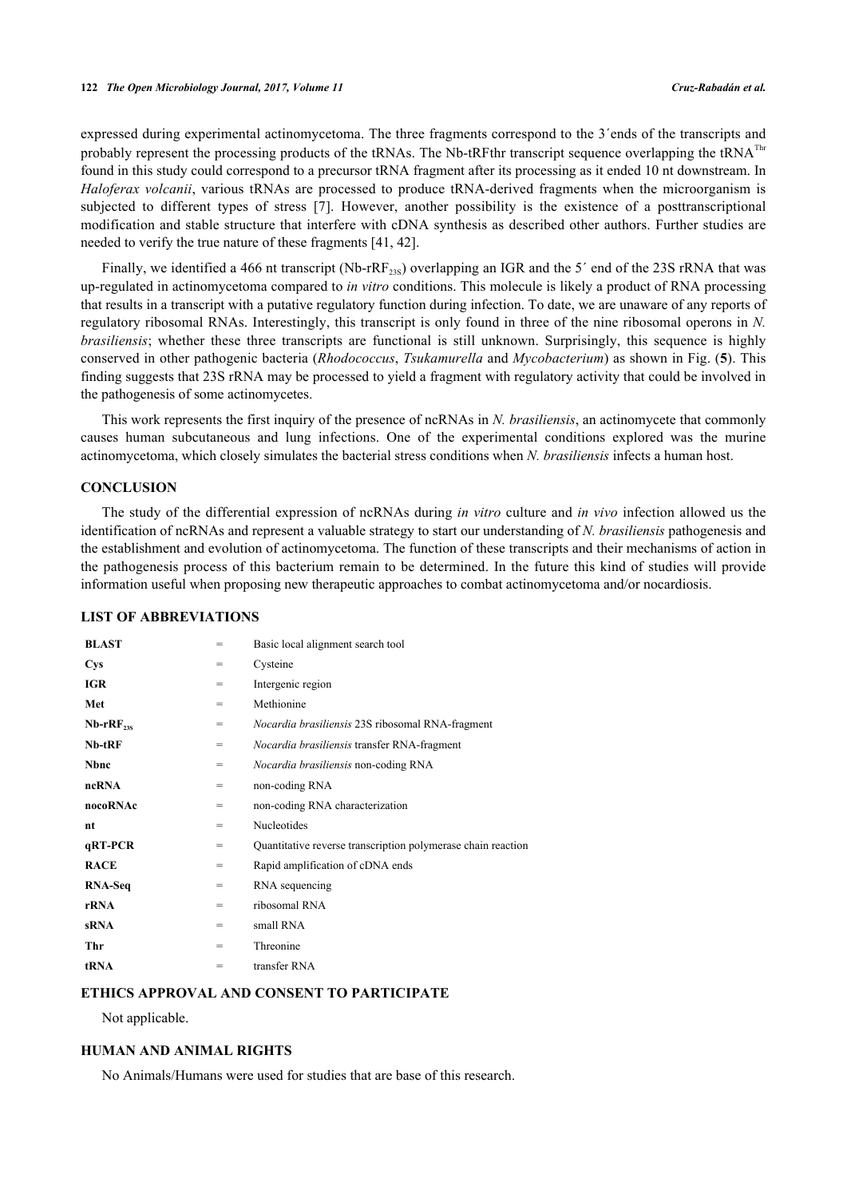expressed during experimental actinomycetoma. The three fragments correspond to the 3´ends of the transcripts and probably represent the processing products of the tRNAs. The Nb-tRFthr transcript sequence overlapping the tRNA$^{Thr}$ found in this study could correspond to a precursor tRNA fragment after its processing as it ended 10 nt downstream. In *Haloferax volcanii*, various tRNAs are processed to produce tRNA-derived fragments when the microorganism is subjected to different types of stress [7]. However, another possibility is the existence of a posttranscriptional modification and stable structure that interfere with cDNA synthesis as described other authors. Further studies are needed to verify the true nature of these fragments [41, 42].

Finally, we identified a 466 nt transcript (Nb-rRF$_{23S}$) overlapping an IGR and the 5´ end of the 23S rRNA that was up-regulated in actinomycetoma compared to *in vitro* conditions. This molecule is likely a product of RNA processing that results in a transcript with a putative regulatory function during infection. To date, we are unaware of any reports of regulatory ribosomal RNAs. Interestingly, this transcript is only found in three of the nine ribosomal operons in *N. brasiliensis*; whether these three transcripts are functional is still unknown. Surprisingly, this sequence is highly conserved in other pathogenic bacteria (*Rhodococcus*, *Tsukamurella* and *Mycobacterium*) as shown in Fig. (**5**). This finding suggests that 23S rRNA may be processed to yield a fragment with regulatory activity that could be involved in the pathogenesis of some actinomycetes.

This work represents the first inquiry of the presence of ncRNAs in *N. brasiliensis*, an actinomycete that commonly causes human subcutaneous and lung infections. One of the experimental conditions explored was the murine actinomycetoma, which closely simulates the bacterial stress conditions when *N. brasiliensis* infects a human host.

## CONCLUSION

The study of the differential expression of ncRNAs during *in vitro* culture and *in vivo* infection allowed us the identification of ncRNAs and represent a valuable strategy to start our understanding of *N. brasiliensis* pathogenesis and the establishment and evolution of actinomycetoma. The function of these transcripts and their mechanisms of action in the pathogenesis process of this bacterium remain to be determined. In the future this kind of studies will provide information useful when proposing new therapeutic approaches to combat actinomycetoma and/or nocardiosis.

## LIST OF ABBREVIATIONS

| | | |
|---|---|---|
| **BLAST** | = | Basic local alignment search tool |
| **Cys** | = | Cysteine |
| **IGR** | = | Intergenic region |
| **Met** | = | Methionine |
| **Nb-rRF$_{23S}$** | = | *Nocardia brasiliensis* 23S ribosomal RNA-fragment |
| **Nb-tRF** | = | *Nocardia brasiliensis* transfer RNA-fragment |
| **Nbnc** | = | *Nocardia brasiliensis* non-coding RNA |
| **ncRNA** | = | non-coding RNA |
| **nocoRNAc** | = | non-coding RNA characterization |
| **nt** | = | Nucleotides |
| **qRT-PCR** | = | Quantitative reverse transcription polymerase chain reaction |
| **RACE** | = | Rapid amplification of cDNA ends |
| **RNA-Seq** | = | RNA sequencing |
| **rRNA** | = | ribosomal RNA |
| **sRNA** | = | small RNA |
| **Thr** | = | Threonine |
| **tRNA** | = | transfer RNA |

## ETHICS APPROVAL AND CONSENT TO PARTICIPATE

Not applicable.

## HUMAN AND ANIMAL RIGHTS

No Animals/Humans were used for studies that are base of this research.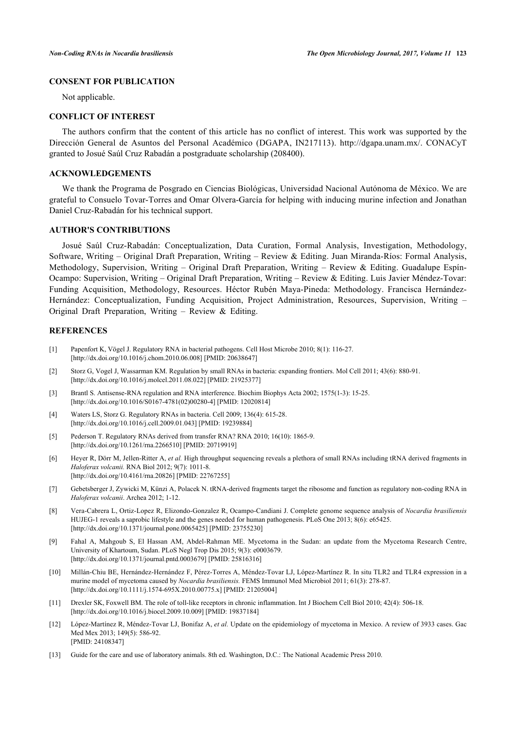## CONSENT FOR PUBLICATION

Not applicable.

## CONFLICT OF INTEREST

The authors confirm that the content of this article has no conflict of interest. This work was supported by the Dirección General de Asuntos del Personal Académico (DGAPA, IN217113). http://dgapa.unam.mx/. CONACyT granted to Josué Saúl Cruz Rabadán a postgraduate scholarship (208400).

## ACKNOWLEDGEMENTS

We thank the Programa de Posgrado en Ciencias Biológicas, Universidad Nacional Autónoma de México. We are grateful to Consuelo Tovar-Torres and Omar Olvera-García for helping with inducing murine infection and Jonathan Daniel Cruz-Rabadán for his technical support.

## AUTHOR'S CONTRIBUTIONS

Josué Saúl Cruz-Rabadán: Conceptualization, Data Curation, Formal Analysis, Investigation, Methodology, Software, Writing – Original Draft Preparation, Writing – Review & Editing. Juan Miranda-Ríos: Formal Analysis, Methodology, Supervision, Writing – Original Draft Preparation, Writing – Review & Editing. Guadalupe Espín-Ocampo: Supervision, Writing – Original Draft Preparation, Writing – Review & Editing. Luis Javier Méndez-Tovar: Funding Acquisition, Methodology, Resources. Héctor Rubén Maya-Pineda: Methodology. Francisca Hernández-Hernández: Conceptualization, Funding Acquisition, Project Administration, Resources, Supervision, Writing – Original Draft Preparation, Writing – Review & Editing.

## REFERENCES

[1] Papenfort K, Vögel J. Regulatory RNA in bacterial pathogens. Cell Host Microbe 2010; 8(1): 116-27. [http://dx.doi.org/10.1016/j.chom.2010.06.008] [PMID: 20638647]

[2] Storz G, Vogel J, Wassarman KM. Regulation by small RNAs in bacteria: expanding frontiers. Mol Cell 2011; 43(6): 880-91. [http://dx.doi.org/10.1016/j.molcel.2011.08.022] [PMID: 21925377]

[3] Brantl S. Antisense-RNA regulation and RNA interference. Biochim Biophys Acta 2002; 1575(1-3): 15-25. [http://dx.doi.org/10.1016/S0167-4781(02)00280-4] [PMID: 12020814]

[4] Waters LS, Storz G. Regulatory RNAs in bacteria. Cell 2009; 136(4): 615-28. [http://dx.doi.org/10.1016/j.cell.2009.01.043] [PMID: 19239884]

[5] Pederson T. Regulatory RNAs derived from transfer RNA? RNA 2010; 16(10): 1865-9. [http://dx.doi.org/10.1261/rna.2266510] [PMID: 20719919]

[6] Heyer R, Dörr M, Jellen-Ritter A, *et al.* High throughput sequencing reveals a plethora of small RNAs including tRNA derived fragments in *Haloferax volcanii.* RNA Biol 2012; 9(7): 1011-8. [http://dx.doi.org/10.4161/rna.20826] [PMID: 22767255]

[7] Gebetsberger J, Zywicki M, Künzi A, Polacek N. tRNA-derived fragments target the ribosome and function as regulatory non-coding RNA in *Haloferax volcanii*. Archea 2012; 1-12.

[8] Vera-Cabrera L, Ortiz-Lopez R, Elizondo-Gonzalez R, Ocampo-Candiani J. Complete genome sequence analysis of *Nocardia brasiliensis* HUJEG-1 reveals a saprobic lifestyle and the genes needed for human pathogenesis. PLoS One 2013; 8(6): e65425. [http://dx.doi.org/10.1371/journal.pone.0065425] [PMID: 23755230]

[9] Fahal A, Mahgoub S, El Hassan AM, Abdel-Rahman ME. Mycetoma in the Sudan: an update from the Mycetoma Research Centre, University of Khartoum, Sudan. PLoS Negl Trop Dis 2015; 9(3): e0003679. [http://dx.doi.org/10.1371/journal.pntd.0003679] [PMID: 25816316]

[10] Millán-Chiu BE, Hernández-Hernández F, Pérez-Torres A, Méndez-Tovar LJ, López-Martínez R. In situ TLR2 and TLR4 expression in a murine model of mycetoma caused by *Nocardia brasiliensis.* FEMS Immunol Med Microbiol 2011; 61(3): 278-87. [http://dx.doi.org/10.1111/j.1574-695X.2010.00775.x] [PMID: 21205004]

[11] Drexler SK, Foxwell BM. The role of toll-like receptors in chronic inflammation. Int J Biochem Cell Biol 2010; 42(4): 506-18. [http://dx.doi.org/10.1016/j.biocel.2009.10.009] [PMID: 19837184]

[12] López-Martínez R, Méndez-Tovar LJ, Bonifaz A, *et al.* Update on the epidemiology of mycetoma in Mexico. A review of 3933 cases. Gac Med Mex 2013; 149(5): 586-92. [PMID: 24108347]

[13] Guide for the care and use of laboratory animals. 8th ed. Washington, D.C.: The National Academic Press 2010.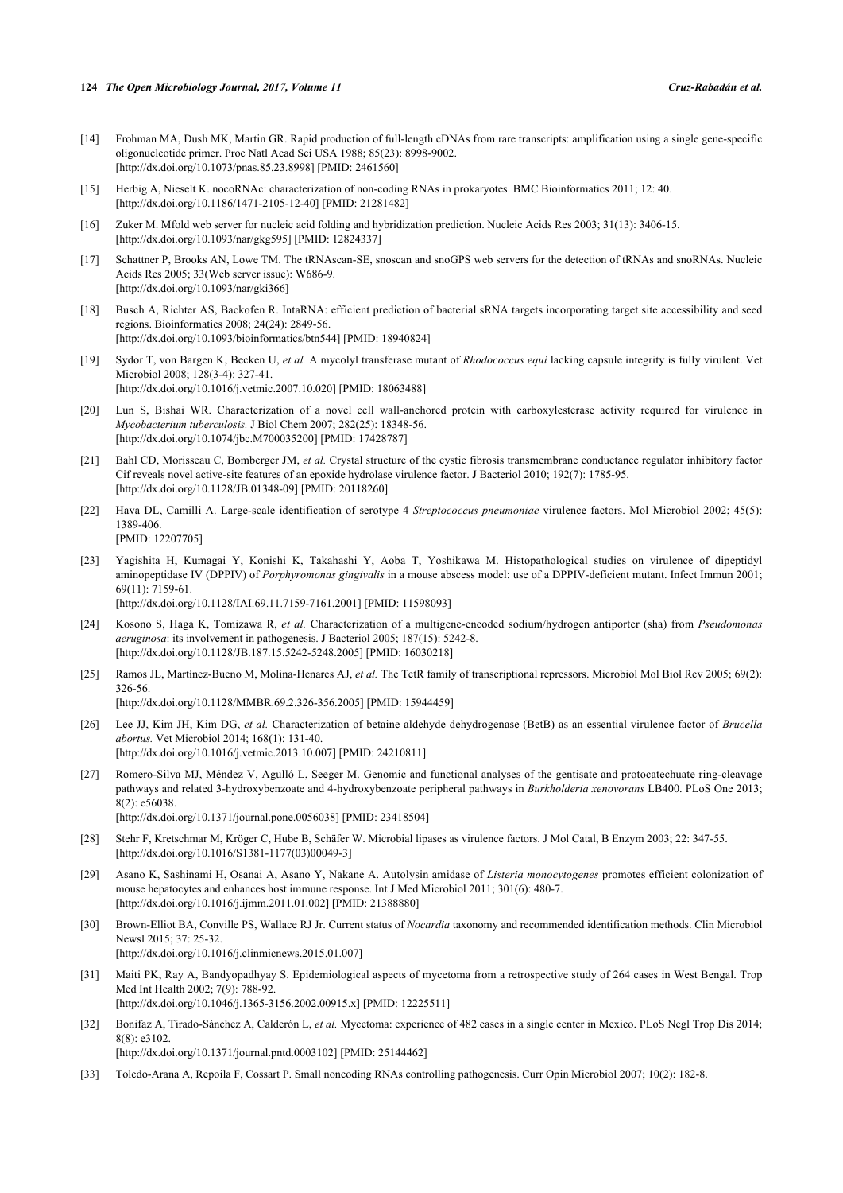[14] Frohman MA, Dush MK, Martin GR. Rapid production of full-length cDNAs from rare transcripts: amplification using a single gene-specific oligonucleotide primer. Proc Natl Acad Sci USA 1988; 85(23): 8998-9002. [http://dx.doi.org/10.1073/pnas.85.23.8998] [PMID: 2461560]

[15] Herbig A, Nieselt K. nocoRNAc: characterization of non-coding RNAs in prokaryotes. BMC Bioinformatics 2011; 12: 40. [http://dx.doi.org/10.1186/1471-2105-12-40] [PMID: 21281482]

[16] Zuker M. Mfold web server for nucleic acid folding and hybridization prediction. Nucleic Acids Res 2003; 31(13): 3406-15. [http://dx.doi.org/10.1093/nar/gkg595] [PMID: 12824337]

[17] Schattner P, Brooks AN, Lowe TM. The tRNAscan-SE, snoscan and snoGPS web servers for the detection of tRNAs and snoRNAs. Nucleic Acids Res 2005; 33(Web server issue): W686-9. [http://dx.doi.org/10.1093/nar/gki366]

[18] Busch A, Richter AS, Backofen R. IntaRNA: efficient prediction of bacterial sRNA targets incorporating target site accessibility and seed regions. Bioinformatics 2008; 24(24): 2849-56. [http://dx.doi.org/10.1093/bioinformatics/btn544] [PMID: 18940824]

[19] Sydor T, von Bargen K, Becken U, *et al.* A mycolyl transferase mutant of *Rhodococcus equi* lacking capsule integrity is fully virulent. Vet Microbiol 2008; 128(3-4): 327-41. [http://dx.doi.org/10.1016/j.vetmic.2007.10.020] [PMID: 18063488]

[20] Lun S, Bishai WR. Characterization of a novel cell wall-anchored protein with carboxylesterase activity required for virulence in *Mycobacterium tuberculosis.* J Biol Chem 2007; 282(25): 18348-56. [http://dx.doi.org/10.1074/jbc.M700035200] [PMID: 17428787]

[21] Bahl CD, Morisseau C, Bomberger JM, *et al.* Crystal structure of the cystic fibrosis transmembrane conductance regulator inhibitory factor Cif reveals novel active-site features of an epoxide hydrolase virulence factor. J Bacteriol 2010; 192(7): 1785-95. [http://dx.doi.org/10.1128/JB.01348-09] [PMID: 20118260]

[22] Hava DL, Camilli A. Large-scale identification of serotype 4 *Streptococcus pneumoniae* virulence factors. Mol Microbiol 2002; 45(5): 1389-406. [PMID: 12207705]

[23] Yagishita H, Kumagai Y, Konishi K, Takahashi Y, Aoba T, Yoshikawa M. Histopathological studies on virulence of dipeptidyl aminopeptidase IV (DPPIV) of *Porphyromonas gingivalis* in a mouse abscess model: use of a DPPIV-deficient mutant. Infect Immun 2001; 69(11): 7159-61. [http://dx.doi.org/10.1128/IAI.69.11.7159-7161.2001] [PMID: 11598093]

[24] Kosono S, Haga K, Tomizawa R, *et al.* Characterization of a multigene-encoded sodium/hydrogen antiporter (sha) from *Pseudomonas aeruginosa*: its involvement in pathogenesis. J Bacteriol 2005; 187(15): 5242-8. [http://dx.doi.org/10.1128/JB.187.15.5242-5248.2005] [PMID: 16030218]

[25] Ramos JL, Martínez-Bueno M, Molina-Henares AJ, *et al.* The TetR family of transcriptional repressors. Microbiol Mol Biol Rev 2005; 69(2): 326-56. [http://dx.doi.org/10.1128/MMBR.69.2.326-356.2005] [PMID: 15944459]

[26] Lee JJ, Kim JH, Kim DG, *et al.* Characterization of betaine aldehyde dehydrogenase (BetB) as an essential virulence factor of *Brucella abortus.* Vet Microbiol 2014; 168(1): 131-40. [http://dx.doi.org/10.1016/j.vetmic.2013.10.007] [PMID: 24210811]

[27] Romero-Silva MJ, Méndez V, Agulló L, Seeger M. Genomic and functional analyses of the gentisate and protocatechuate ring-cleavage pathways and related 3-hydroxybenzoate and 4-hydroxybenzoate peripheral pathways in *Burkholderia xenovorans* LB400. PLoS One 2013; 8(2): e56038. [http://dx.doi.org/10.1371/journal.pone.0056038] [PMID: 23418504]

[28] Stehr F, Kretschmar M, Kröger C, Hube B, Schäfer W. Microbial lipases as virulence factors. J Mol Catal, B Enzym 2003; 22: 347-55. [http://dx.doi.org/10.1016/S1381-1177(03)00049-3]

[29] Asano K, Sashinami H, Osanai A, Asano Y, Nakane A. Autolysin amidase of *Listeria monocytogenes* promotes efficient colonization of mouse hepatocytes and enhances host immune response. Int J Med Microbiol 2011; 301(6): 480-7. [http://dx.doi.org/10.1016/j.ijmm.2011.01.002] [PMID: 21388880]

[30] Brown-Elliot BA, Conville PS, Wallace RJ Jr. Current status of *Nocardia* taxonomy and recommended identification methods. Clin Microbiol Newsl 2015; 37: 25-32. [http://dx.doi.org/10.1016/j.clinmicnews.2015.01.007]

[31] Maiti PK, Ray A, Bandyopadhyay S. Epidemiological aspects of mycetoma from a retrospective study of 264 cases in West Bengal. Trop Med Int Health 2002; 7(9): 788-92. [http://dx.doi.org/10.1046/j.1365-3156.2002.00915.x] [PMID: 12225511]

[32] Bonifaz A, Tirado-Sánchez A, Calderón L, *et al.* Mycetoma: experience of 482 cases in a single center in Mexico. PLoS Negl Trop Dis 2014; 8(8): e3102. [http://dx.doi.org/10.1371/journal.pntd.0003102] [PMID: 25144462]

[33] Toledo-Arana A, Repoila F, Cossart P. Small noncoding RNAs controlling pathogenesis. Curr Opin Microbiol 2007; 10(2): 182-8.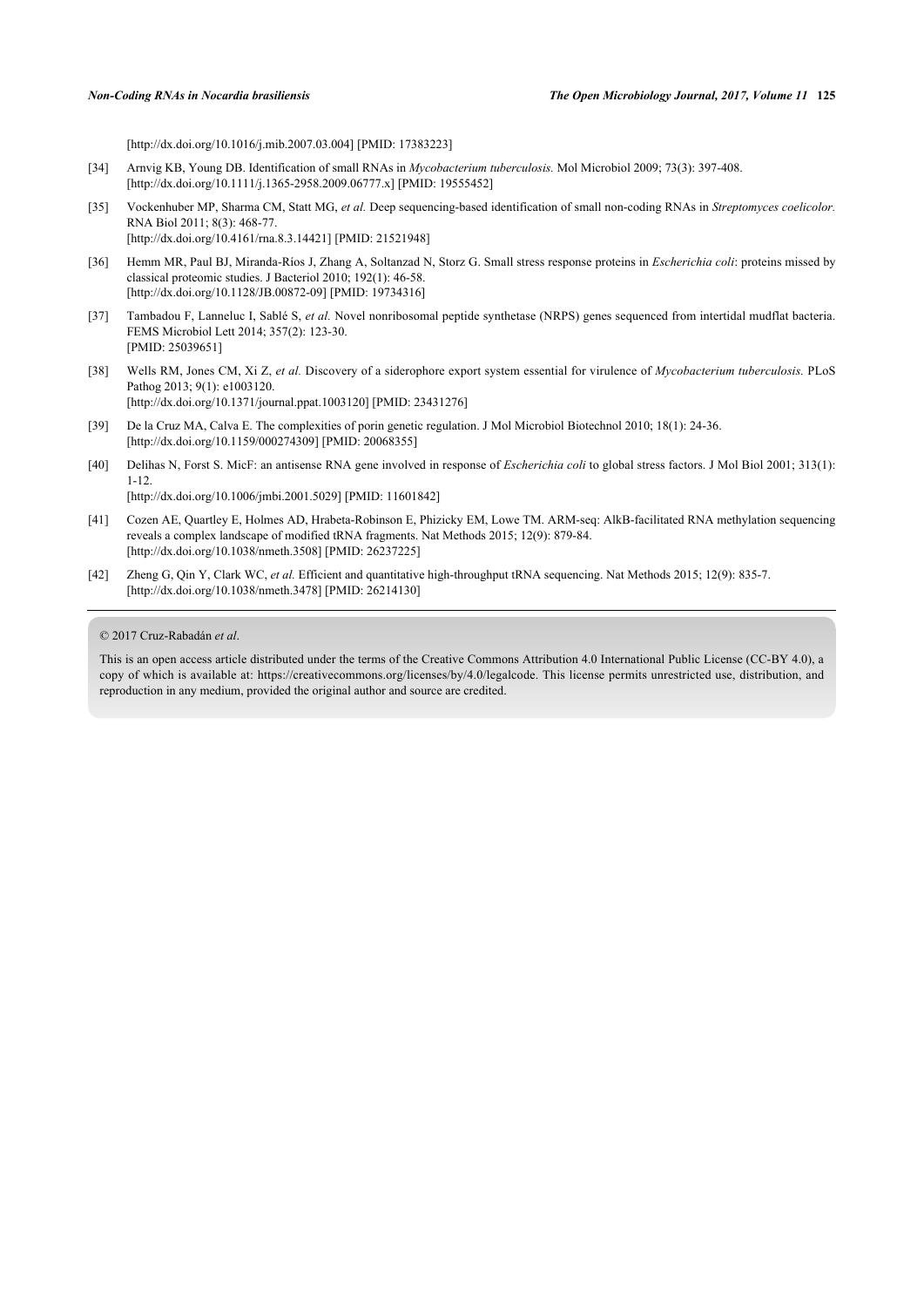[http://dx.doi.org/10.1016/j.mib.2007.03.004] [PMID: 17383223]

[34] Arnvig KB, Young DB. Identification of small RNAs in *Mycobacterium tuberculosis.* Mol Microbiol 2009; 73(3): 397-408. [http://dx.doi.org/10.1111/j.1365-2958.2009.06777.x] [PMID: 19555452]

[35] Vockenhuber MP, Sharma CM, Statt MG, *et al.* Deep sequencing-based identification of small non-coding RNAs in *Streptomyces coelicolor.* RNA Biol 2011; 8(3): 468-77. [http://dx.doi.org/10.4161/rna.8.3.14421] [PMID: 21521948]

[36] Hemm MR, Paul BJ, Miranda-Ríos J, Zhang A, Soltanzad N, Storz G. Small stress response proteins in *Escherichia coli*: proteins missed by classical proteomic studies. J Bacteriol 2010; 192(1): 46-58. [http://dx.doi.org/10.1128/JB.00872-09] [PMID: 19734316]

[37] Tambadou F, Lanneluc I, Sablé S, *et al.* Novel nonribosomal peptide synthetase (NRPS) genes sequenced from intertidal mudflat bacteria. FEMS Microbiol Lett 2014; 357(2): 123-30. [PMID: 25039651]

[38] Wells RM, Jones CM, Xi Z, *et al.* Discovery of a siderophore export system essential for virulence of *Mycobacterium tuberculosis.* PLoS Pathog 2013; 9(1): e1003120. [http://dx.doi.org/10.1371/journal.ppat.1003120] [PMID: 23431276]

[39] De la Cruz MA, Calva E. The complexities of porin genetic regulation. J Mol Microbiol Biotechnol 2010; 18(1): 24-36. [http://dx.doi.org/10.1159/000274309] [PMID: 20068355]

[40] Delihas N, Forst S. MicF: an antisense RNA gene involved in response of *Escherichia coli* to global stress factors. J Mol Biol 2001; 313(1): 1-12. [http://dx.doi.org/10.1006/jmbi.2001.5029] [PMID: 11601842]

[41] Cozen AE, Quartley E, Holmes AD, Hrabeta-Robinson E, Phizicky EM, Lowe TM. ARM-seq: AlkB-facilitated RNA methylation sequencing reveals a complex landscape of modified tRNA fragments. Nat Methods 2015; 12(9): 879-84. [http://dx.doi.org/10.1038/nmeth.3508] [PMID: 26237225]

[42] Zheng G, Qin Y, Clark WC, *et al.* Efficient and quantitative high-throughput tRNA sequencing. Nat Methods 2015; 12(9): 835-7. [http://dx.doi.org/10.1038/nmeth.3478] [PMID: 26214130]

---

© 2017 Cruz-Rabadán *et al*.

This is an open access article distributed under the terms of the Creative Commons Attribution 4.0 International Public License (CC-BY 4.0), a copy of which is available at: https://creativecommons.org/licenses/by/4.0/legalcode. This license permits unrestricted use, distribution, and reproduction in any medium, provided the original author and source are credited.